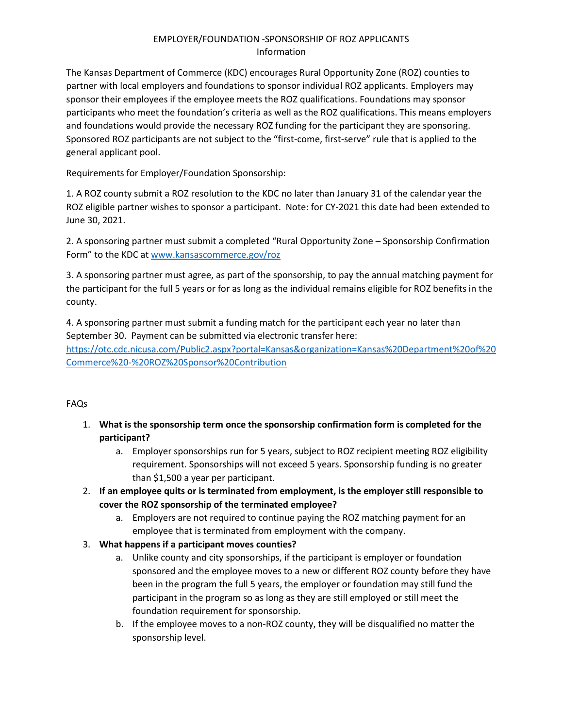# EMPLOYER/FOUNDATION -SPONSORSHIP OF ROZ APPLICANTS
## Information

The Kansas Department of Commerce (KDC) encourages Rural Opportunity Zone (ROZ) counties to partner with local employers and foundations to sponsor individual ROZ applicants. Employers may sponsor their employees if the employee meets the ROZ qualifications. Foundations may sponsor participants who meet the foundation's criteria as well as the ROZ qualifications. This means employers and foundations would provide the necessary ROZ funding for the participant they are sponsoring. Sponsored ROZ participants are not subject to the "first-come, first-serve" rule that is applied to the general applicant pool.

Requirements for Employer/Foundation Sponsorship:

1. A ROZ county submit a ROZ resolution to the KDC no later than January 31 of the calendar year the ROZ eligible partner wishes to sponsor a participant. Note: for CY-2021 this date had been extended to June 30, 2021.

2. A sponsoring partner must submit a completed "Rural Opportunity Zone – Sponsorship Confirmation Form" to the KDC at [www.kansascommerce.gov/roz](www.kansascommerce.gov/roz)

3. A sponsoring partner must agree, as part of the sponsorship, to pay the annual matching payment for the participant for the full 5 years or for as long as the individual remains eligible for ROZ benefits in the county.

4. A sponsoring partner must submit a funding match for the participant each year no later than September 30. Payment can be submitted via electronic transfer here: [https://otc.cdc.nicusa.com/Public2.aspx?portal=Kansas&organization=Kansas%20Department%20of%20Commerce%20-%20ROZ%20Sponsor%20Contribution](https://otc.cdc.nicusa.com/Public2.aspx?portal=Kansas&organization=Kansas%20Department%20of%20Commerce%20-%20ROZ%20Sponsor%20Contribution)

FAQs

1. **What is the sponsorship term once the sponsorship confirmation form is completed for the participant?**
   a. Employer sponsorships run for 5 years, subject to ROZ recipient meeting ROZ eligibility requirement. Sponsorships will not exceed 5 years. Sponsorship funding is no greater than $1,500 a year per participant.
2. **If an employee quits or is terminated from employment, is the employer still responsible to cover the ROZ sponsorship of the terminated employee?**
   a. Employers are not required to continue paying the ROZ matching payment for an employee that is terminated from employment with the company.
3. **What happens if a participant moves counties?**
   a. Unlike county and city sponsorships, if the participant is employer or foundation sponsored and the employee moves to a new or different ROZ county before they have been in the program the full 5 years, the employer or foundation may still fund the participant in the program so as long as they are still employed or still meet the foundation requirement for sponsorship.
   b. If the employee moves to a non-ROZ county, they will be disqualified no matter the sponsorship level.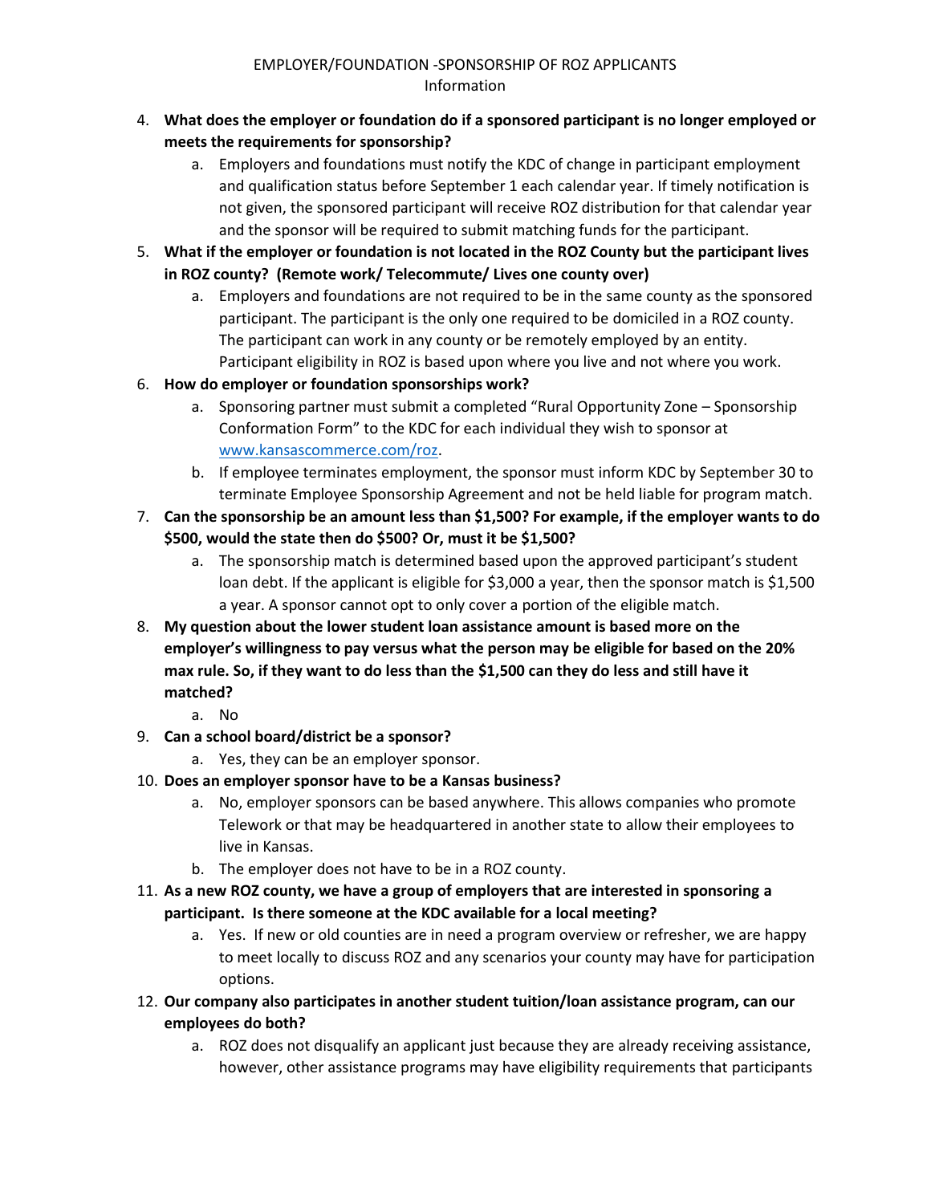EMPLOYER/FOUNDATION -SPONSORSHIP OF ROZ APPLICANTS
Information

4. **What does the employer or foundation do if a sponsored participant is no longer employed or meets the requirements for sponsorship?**
    a. Employers and foundations must notify the KDC of change in participant employment and qualification status before September 1 each calendar year. If timely notification is not given, the sponsored participant will receive ROZ distribution for that calendar year and the sponsor will be required to submit matching funds for the participant.
5. **What if the employer or foundation is not located in the ROZ County but the participant lives in ROZ county? (Remote work/ Telecommute/ Lives one county over)**
    a. Employers and foundations are not required to be in the same county as the sponsored participant. The participant is the only one required to be domiciled in a ROZ county. The participant can work in any county or be remotely employed by an entity. Participant eligibility in ROZ is based upon where you live and not where you work.
6. **How do employer or foundation sponsorships work?**
    a. Sponsoring partner must submit a completed "Rural Opportunity Zone – Sponsorship Conformation Form" to the KDC for each individual they wish to sponsor at www.kansascommerce.com/roz.
    b. If employee terminates employment, the sponsor must inform KDC by September 30 to terminate Employee Sponsorship Agreement and not be held liable for program match.
7. **Can the sponsorship be an amount less than $1,500? For example, if the employer wants to do $500, would the state then do $500? Or, must it be $1,500?**
    a. The sponsorship match is determined based upon the approved participant's student loan debt. If the applicant is eligible for $3,000 a year, then the sponsor match is $1,500 a year. A sponsor cannot opt to only cover a portion of the eligible match.
8. **My question about the lower student loan assistance amount is based more on the employer's willingness to pay versus what the person may be eligible for based on the 20% max rule. So, if they want to do less than the $1,500 can they do less and still have it matched?**
    a. No
9. **Can a school board/district be a sponsor?**
    a. Yes, they can be an employer sponsor.
10. **Does an employer sponsor have to be a Kansas business?**
    a. No, employer sponsors can be based anywhere. This allows companies who promote Telework or that may be headquartered in another state to allow their employees to live in Kansas.
    b. The employer does not have to be in a ROZ county.
11. **As a new ROZ county, we have a group of employers that are interested in sponsoring a participant. Is there someone at the KDC available for a local meeting?**
    a. Yes. If new or old counties are in need a program overview or refresher, we are happy to meet locally to discuss ROZ and any scenarios your county may have for participation options.
12. **Our company also participates in another student tuition/loan assistance program, can our employees do both?**
    a. ROZ does not disqualify an applicant just because they are already receiving assistance, however, other assistance programs may have eligibility requirements that participants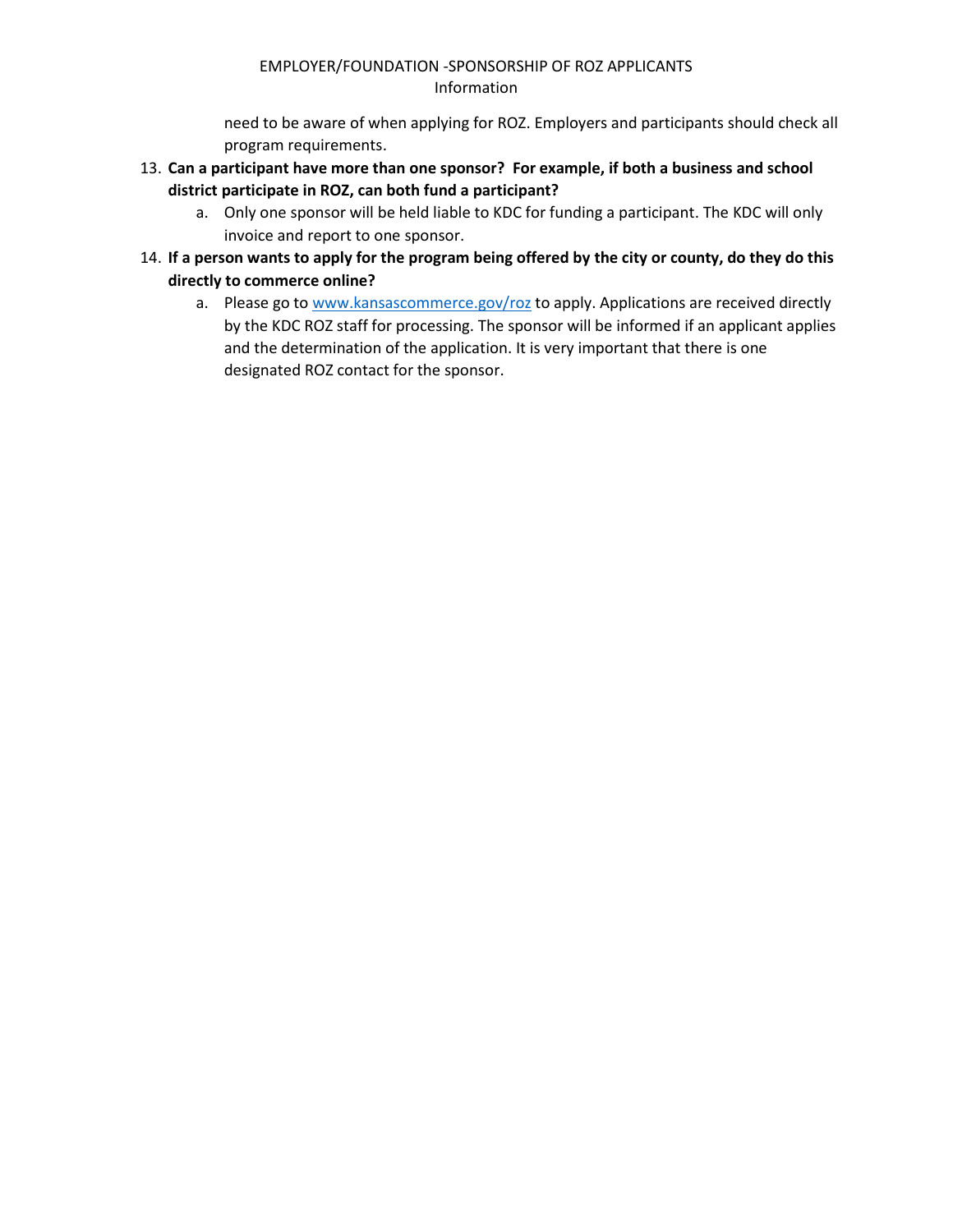need to be aware of when applying for ROZ. Employers and participants should check all program requirements.

13. **Can a participant have more than one sponsor? For example, if both a business and school district participate in ROZ, can both fund a participant?**
    a. Only one sponsor will be held liable to KDC for funding a participant. The KDC will only invoice and report to one sponsor.
14. **If a person wants to apply for the program being offered by the city or county, do they do this directly to commerce online?**
    a. Please go to [www.kansascommerce.gov/roz](http://www.kansascommerce.gov/roz) to apply. Applications are received directly by the KDC ROZ staff for processing. The sponsor will be informed if an applicant applies and the determination of the application. It is very important that there is one designated ROZ contact for the sponsor.